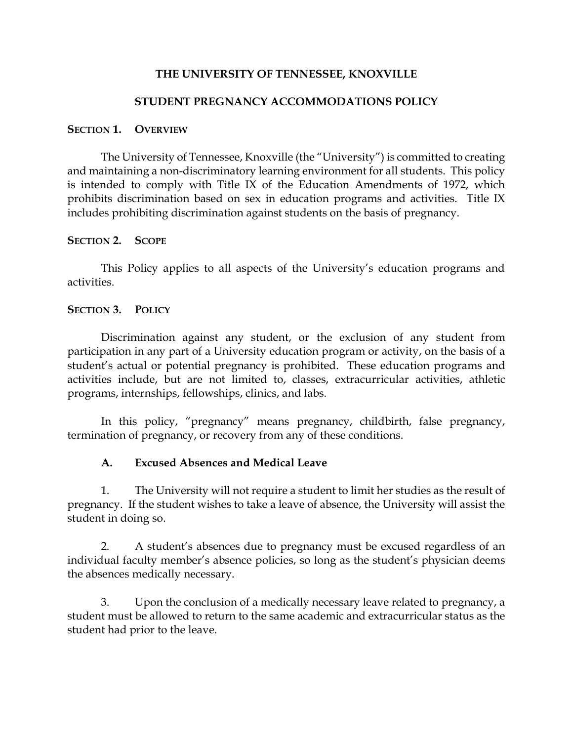# THE UNIVERSITY OF TENNESSEE, KNOXVILLE

# STUDENT PREGNANCY ACCOMMODATIONS POLICY

## SECTION 1. OVERVIEW

The University of Tennessee, Knoxville (the "University") is committed to creating and maintaining a non-discriminatory learning environment for all students. This policy is intended to comply with Title IX of the Education Amendments of 1972, which prohibits discrimination based on sex in education programs and activities. Title IX includes prohibiting discrimination against students on the basis of pregnancy.

## SECTION 2. SCOPE

This Policy applies to all aspects of the University's education programs and activities.

## SECTION 3. POLICY

Discrimination against any student, or the exclusion of any student from participation in any part of a University education program or activity, on the basis of a student's actual or potential pregnancy is prohibited. These education programs and activities include, but are not limited to, classes, extracurricular activities, athletic programs, internships, fellowships, clinics, and labs.

In this policy, "pregnancy" means pregnancy, childbirth, false pregnancy, termination of pregnancy, or recovery from any of these conditions.

### A. Excused Absences and Medical Leave

1. The University will not require a student to limit her studies as the result of pregnancy. If the student wishes to take a leave of absence, the University will assist the student in doing so.

2. A student's absences due to pregnancy must be excused regardless of an individual faculty member's absence policies, so long as the student's physician deems the absences medically necessary.

3. Upon the conclusion of a medically necessary leave related to pregnancy, a student must be allowed to return to the same academic and extracurricular status as the student had prior to the leave.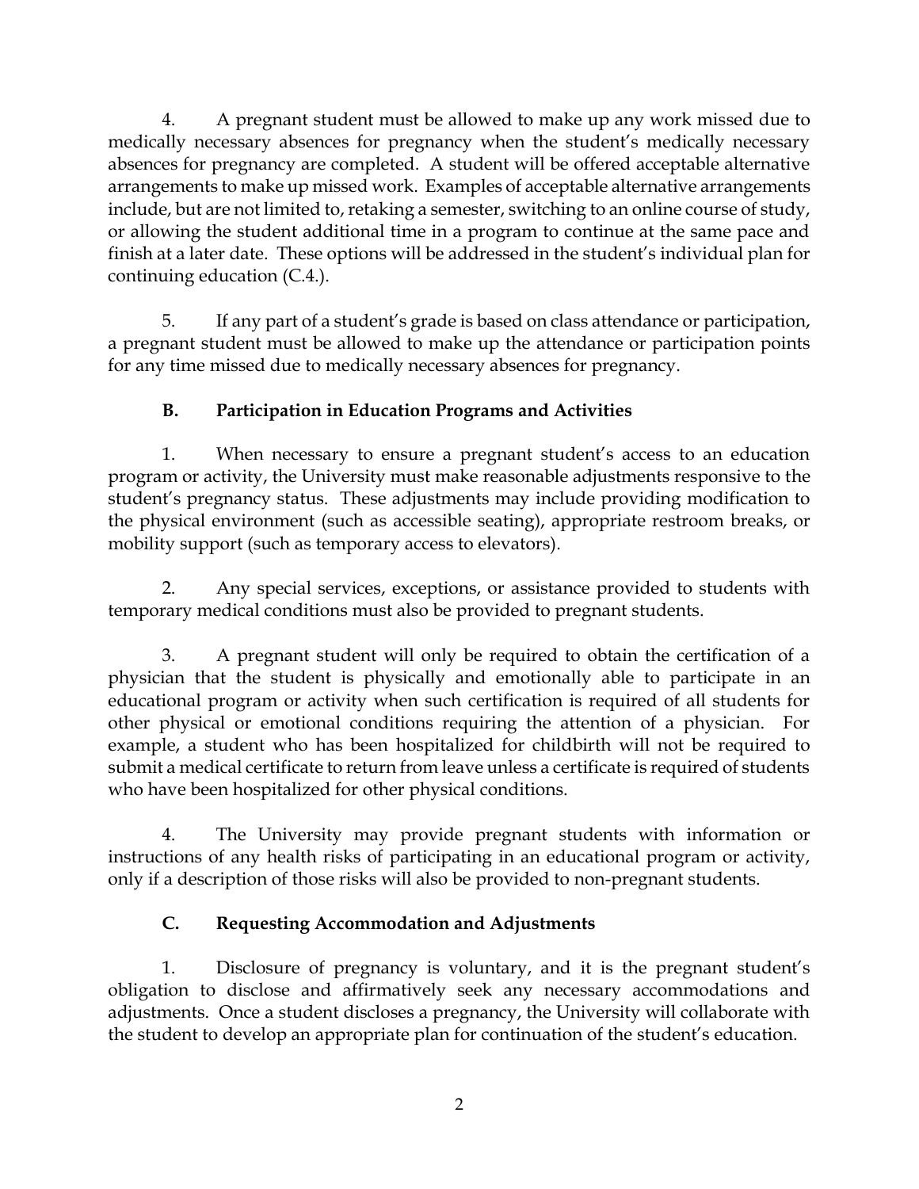4. A pregnant student must be allowed to make up any work missed due to medically necessary absences for pregnancy when the student's medically necessary absences for pregnancy are completed. A student will be offered acceptable alternative arrangements to make up missed work. Examples of acceptable alternative arrangements include, but are not limited to, retaking a semester, switching to an online course of study, or allowing the student additional time in a program to continue at the same pace and finish at a later date. These options will be addressed in the student's individual plan for continuing education (C.4.).

5. If any part of a student's grade is based on class attendance or participation, a pregnant student must be allowed to make up the attendance or participation points for any time missed due to medically necessary absences for pregnancy.

### B. Participation in Education Programs and Activities

1. When necessary to ensure a pregnant student's access to an education program or activity, the University must make reasonable adjustments responsive to the student's pregnancy status. These adjustments may include providing modification to the physical environment (such as accessible seating), appropriate restroom breaks, or mobility support (such as temporary access to elevators).

2. Any special services, exceptions, or assistance provided to students with temporary medical conditions must also be provided to pregnant students.

3. A pregnant student will only be required to obtain the certification of a physician that the student is physically and emotionally able to participate in an educational program or activity when such certification is required of all students for other physical or emotional conditions requiring the attention of a physician. For example, a student who has been hospitalized for childbirth will not be required to submit a medical certificate to return from leave unless a certificate is required of students who have been hospitalized for other physical conditions.

4. The University may provide pregnant students with information or instructions of any health risks of participating in an educational program or activity, only if a description of those risks will also be provided to non-pregnant students.

### C. Requesting Accommodation and Adjustments

1. Disclosure of pregnancy is voluntary, and it is the pregnant student's obligation to disclose and affirmatively seek any necessary accommodations and adjustments. Once a student discloses a pregnancy, the University will collaborate with the student to develop an appropriate plan for continuation of the student's education.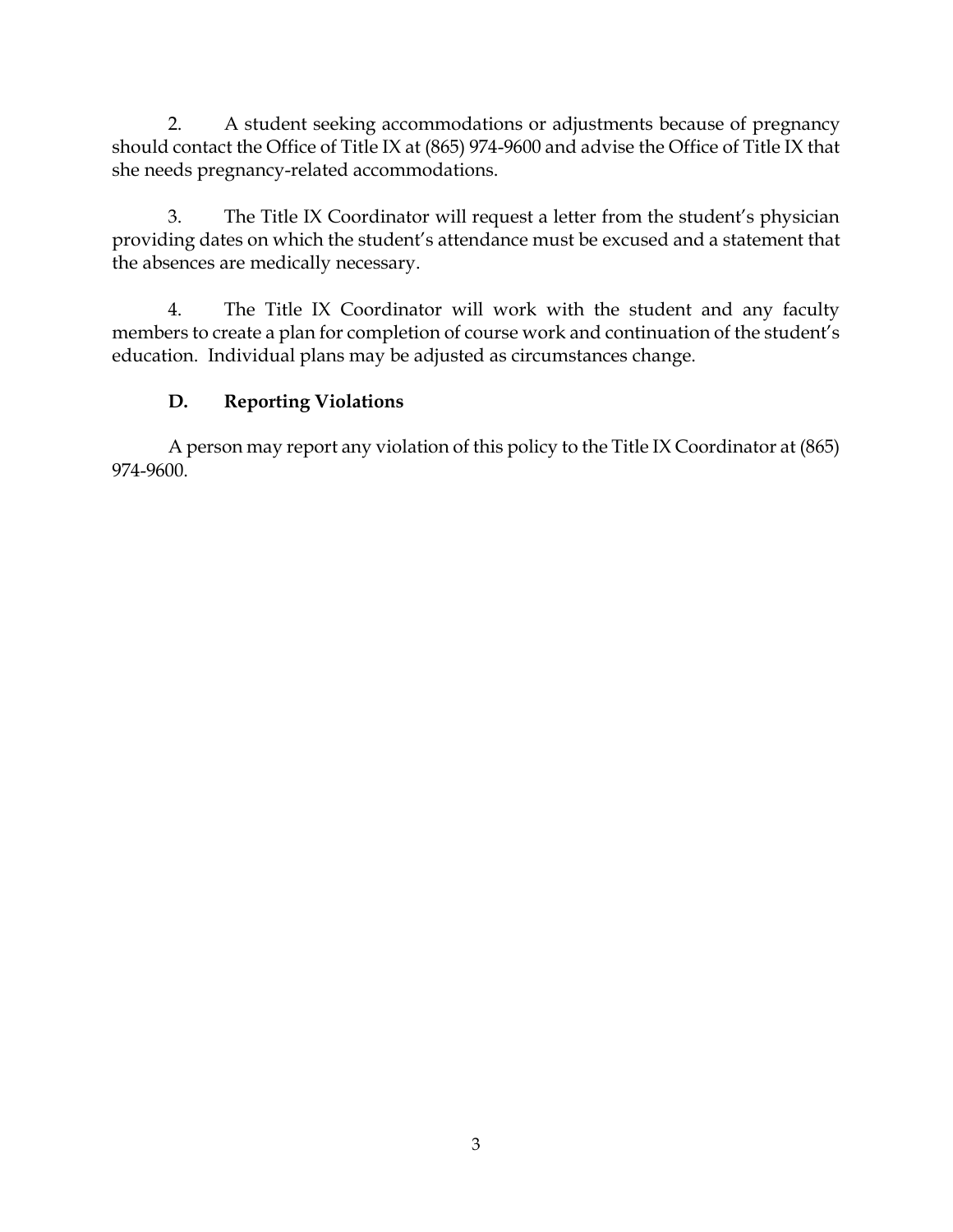2. A student seeking accommodations or adjustments because of pregnancy should contact the Office of Title IX at (865) 974-9600 and advise the Office of Title IX that she needs pregnancy-related accommodations.

3. The Title IX Coordinator will request a letter from the student's physician providing dates on which the student's attendance must be excused and a statement that the absences are medically necessary.

4. The Title IX Coordinator will work with the student and any faculty members to create a plan for completion of course work and continuation of the student's education. Individual plans may be adjusted as circumstances change.

### D. Reporting Violations

A person may report any violation of this policy to the Title IX Coordinator at (865) 974-9600.